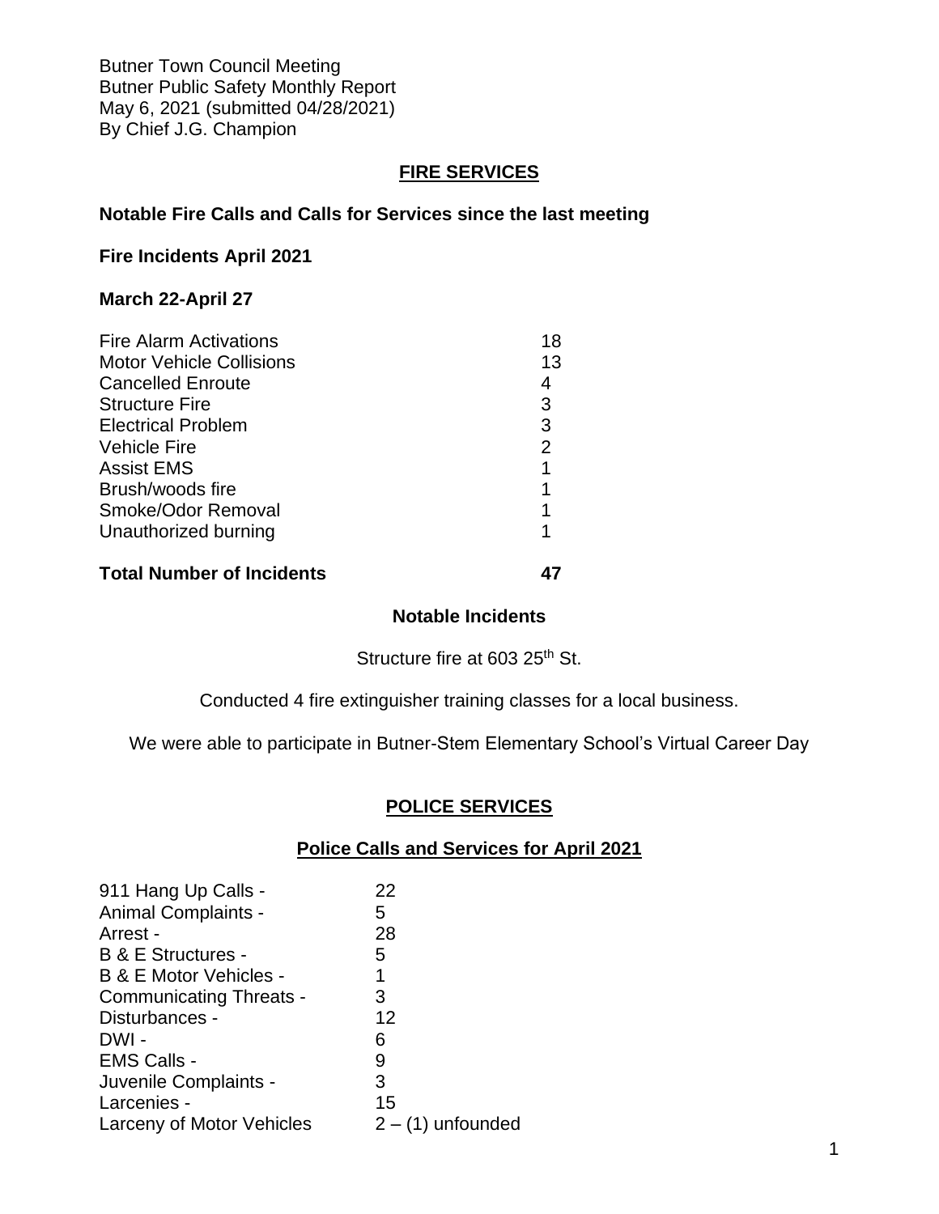Butner Town Council Meeting
Butner Public Safety Monthly Report
May 6, 2021 (submitted 04/28/2021)
By Chief J.G. Champion

## FIRE SERVICES

### Notable Fire Calls and Calls for Services since the last meeting

**Fire Incidents April 2021**

**March 22-April 27**

| | |
|---|---|
| Fire Alarm Activations | 18 |
| Motor Vehicle Collisions | 13 |
| Cancelled Enroute | 4 |
| Structure Fire | 3 |
| Electrical Problem | 3 |
| Vehicle Fire | 2 |
| Assist EMS | 1 |
| Brush/woods fire | 1 |
| Smoke/Odor Removal | 1 |
| Unauthorized burning | 1 |
| **Total Number of Incidents** | **47** |

**Notable Incidents**

Structure fire at 603 25th St.

Conducted 4 fire extinguisher training classes for a local business.

We were able to participate in Butner-Stem Elementary School's Virtual Career Day

## POLICE SERVICES

### Police Calls and Services for April 2021

| | |
|---|---|
| 911 Hang Up Calls - | 22 |
| Animal Complaints - | 5 |
| Arrest - | 28 |
| B & E Structures - | 5 |
| B & E Motor Vehicles - | 1 |
| Communicating Threats - | 3 |
| Disturbances - | 12 |
| DWI - | 6 |
| EMS Calls - | 9 |
| Juvenile Complaints - | 3 |
| Larcenies - | 15 |
| Larceny of Motor Vehicles | 2 – (1) unfounded |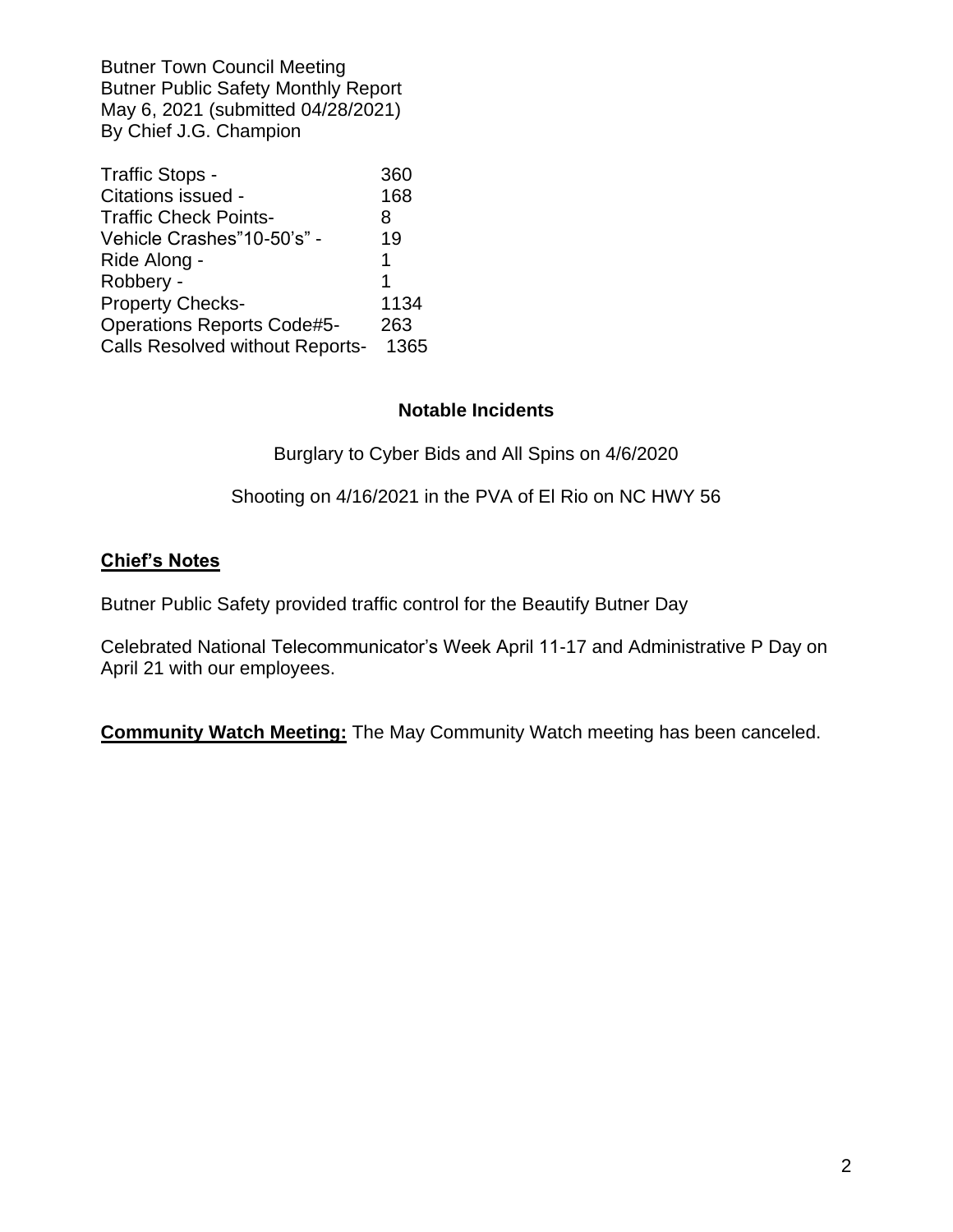Butner Town Council Meeting
Butner Public Safety Monthly Report
May 6, 2021 (submitted 04/28/2021)
By Chief J.G. Champion

| | |
|---|---|
| Traffic Stops - | 360 |
| Citations issued - | 168 |
| Traffic Check Points- | 8 |
| Vehicle Crashes"10-50's" - | 19 |
| Ride Along - | 1 |
| Robbery - | 1 |
| Property Checks- | 1134 |
| Operations Reports Code#5- | 263 |
| Calls Resolved without Reports- | 1365 |

**Notable Incidents**

Burglary to Cyber Bids and All Spins on 4/6/2020

Shooting on 4/16/2021 in the PVA of El Rio on NC HWY 56

**Chief's Notes**

Butner Public Safety provided traffic control for the Beautify Butner Day

Celebrated National Telecommunicator's Week April 11-17 and Administrative P Day on April 21 with our employees.

**Community Watch Meeting:** The May Community Watch meeting has been canceled.